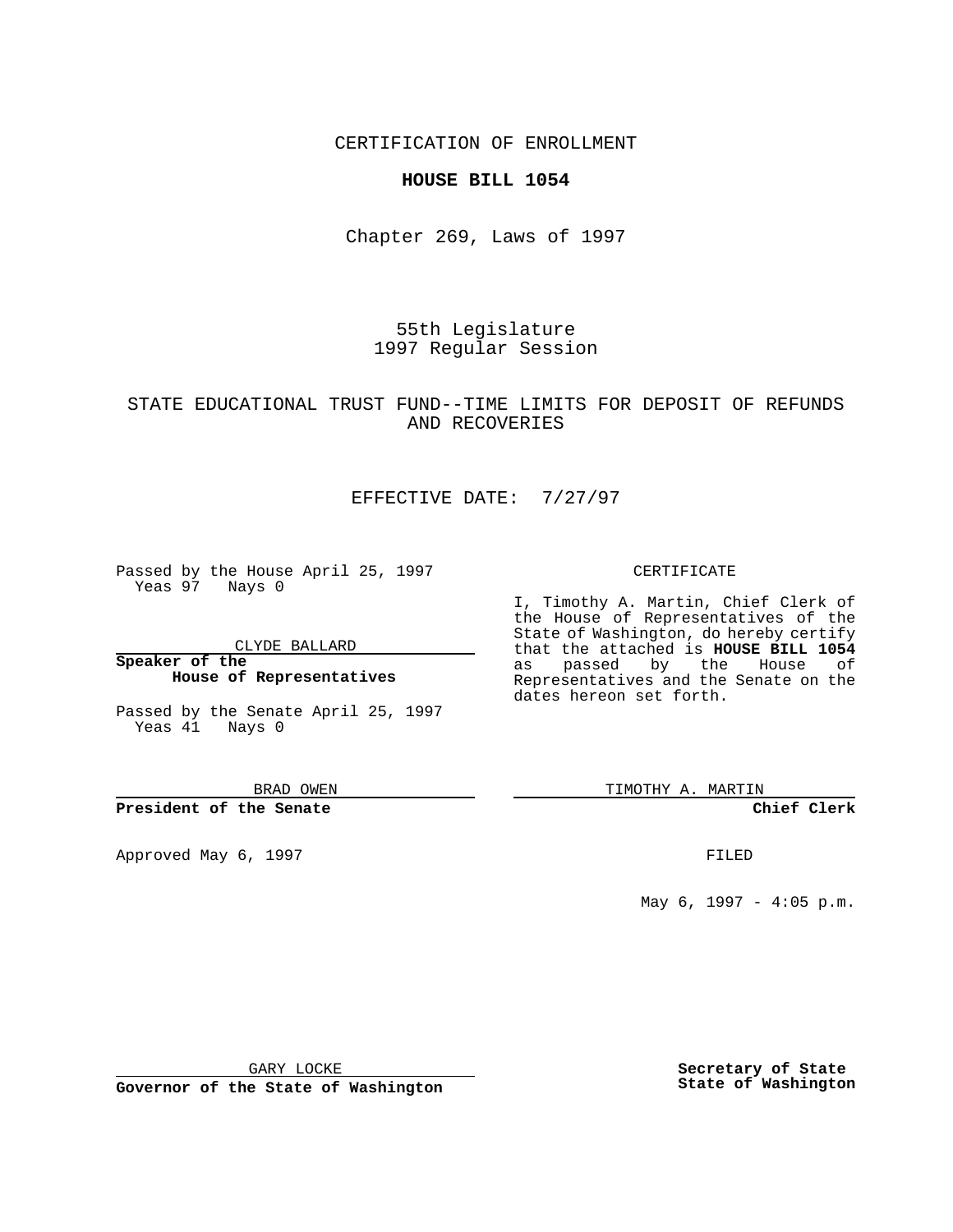CERTIFICATION OF ENROLLMENT

**HOUSE BILL 1054**

Chapter 269, Laws of 1997

55th Legislature
1997 Regular Session

STATE EDUCATIONAL TRUST FUND--TIME LIMITS FOR DEPOSIT OF REFUNDS AND RECOVERIES

EFFECTIVE DATE: 7/27/97

Passed by the House April 25, 1997
Yeas 97 Nays 0

CLYDE BALLARD

**Speaker of the House of Representatives**

Passed by the Senate April 25, 1997
Yeas 41 Nays 0

BRAD OWEN

**President of the Senate**

Approved May 6, 1997

GARY LOCKE

**Governor of the State of Washington**

CERTIFICATE

I, Timothy A. Martin, Chief Clerk of the House of Representatives of the State of Washington, do hereby certify that the attached is **HOUSE BILL 1054** as passed by the House of Representatives and the Senate on the dates hereon set forth.

TIMOTHY A. MARTIN

**Chief Clerk**

FILED

May 6, 1997 - 4:05 p.m.

**Secretary of State**
**State of Washington**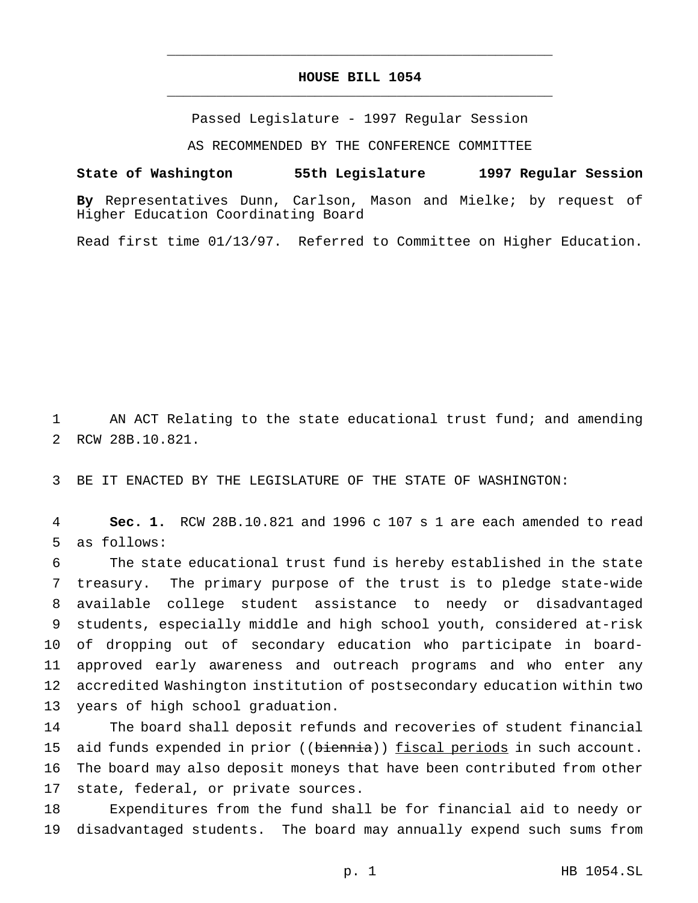# HOUSE BILL 1054

Passed Legislature - 1997 Regular Session

AS RECOMMENDED BY THE CONFERENCE COMMITTEE

**State of Washington 55th Legislature 1997 Regular Session**

**By** Representatives Dunn, Carlson, Mason and Mielke; by request of Higher Education Coordinating Board

Read first time 01/13/97. Referred to Committee on Higher Education.

AN ACT Relating to the state educational trust fund; and amending RCW 28B.10.821.

BE IT ENACTED BY THE LEGISLATURE OF THE STATE OF WASHINGTON:

**Sec. 1.** RCW 28B.10.821 and 1996 c 107 s 1 are each amended to read as follows:

The state educational trust fund is hereby established in the state treasury. The primary purpose of the trust is to pledge state-wide available college student assistance to needy or disadvantaged students, especially middle and high school youth, considered at-risk of dropping out of secondary education who participate in board-approved early awareness and outreach programs and who enter any accredited Washington institution of postsecondary education within two years of high school graduation.

The board shall deposit refunds and recoveries of student financial aid funds expended in prior ((~~biennia~~)) <u>fiscal periods</u> in such account. The board may also deposit moneys that have been contributed from other state, federal, or private sources.

Expenditures from the fund shall be for financial aid to needy or disadvantaged students. The board may annually expend such sums from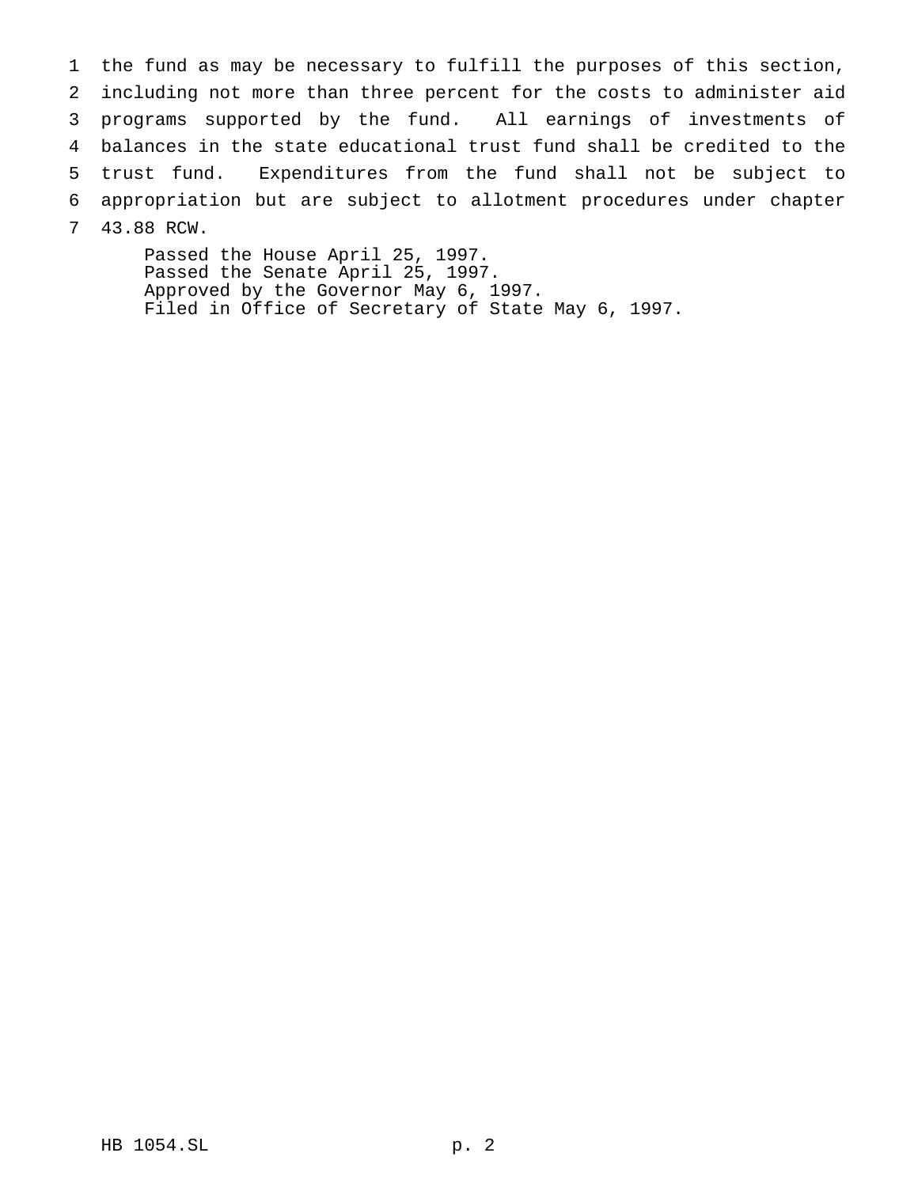the fund as may be necessary to fulfill the purposes of this section, including not more than three percent for the costs to administer aid programs supported by the fund. All earnings of investments of balances in the state educational trust fund shall be credited to the trust fund. Expenditures from the fund shall not be subject to appropriation but are subject to allotment procedures under chapter 43.88 RCW.

Passed the House April 25, 1997.
Passed the Senate April 25, 1997.
Approved by the Governor May 6, 1997.
Filed in Office of Secretary of State May 6, 1997.